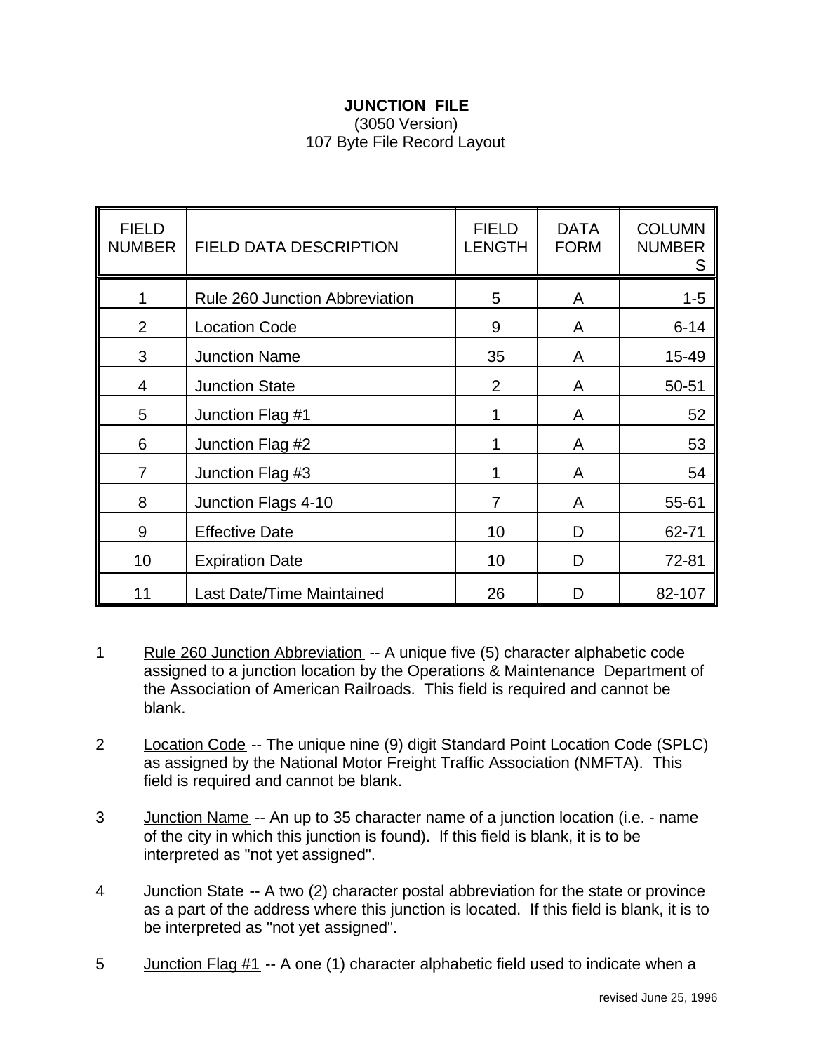# JUNCTION FILE

(3050 Version)

107 Byte File Record Layout

| FIELD NUMBER | FIELD DATA DESCRIPTION | FIELD LENGTH | DATA FORM | COLUMN NUMBERS |
|---|---|---|---|---|
| 1 | Rule 260 Junction Abbreviation | 5 | A | 1-5 |
| 2 | Location Code | 9 | A | 6-14 |
| 3 | Junction Name | 35 | A | 15-49 |
| 4 | Junction State | 2 | A | 50-51 |
| 5 | Junction Flag #1 | 1 | A | 52 |
| 6 | Junction Flag #2 | 1 | A | 53 |
| 7 | Junction Flag #3 | 1 | A | 54 |
| 8 | Junction Flags 4-10 | 7 | A | 55-61 |
| 9 | Effective Date | 10 | D | 62-71 |
| 10 | Expiration Date | 10 | D | 72-81 |
| 11 | Last Date/Time Maintained | 26 | D | 82-107 |

1 Rule 260 Junction Abbreviation -- A unique five (5) character alphabetic code assigned to a junction location by the Operations & Maintenance Department of the Association of American Railroads. This field is required and cannot be blank.

2 Location Code -- The unique nine (9) digit Standard Point Location Code (SPLC) as assigned by the National Motor Freight Traffic Association (NMFTA). This field is required and cannot be blank.

3 Junction Name -- An up to 35 character name of a junction location (i.e. - name of the city in which this junction is found). If this field is blank, it is to be interpreted as "not yet assigned".

4 Junction State -- A two (2) character postal abbreviation for the state or province as a part of the address where this junction is located. If this field is blank, it is to be interpreted as "not yet assigned".

5 Junction Flag #1 -- A one (1) character alphabetic field used to indicate when a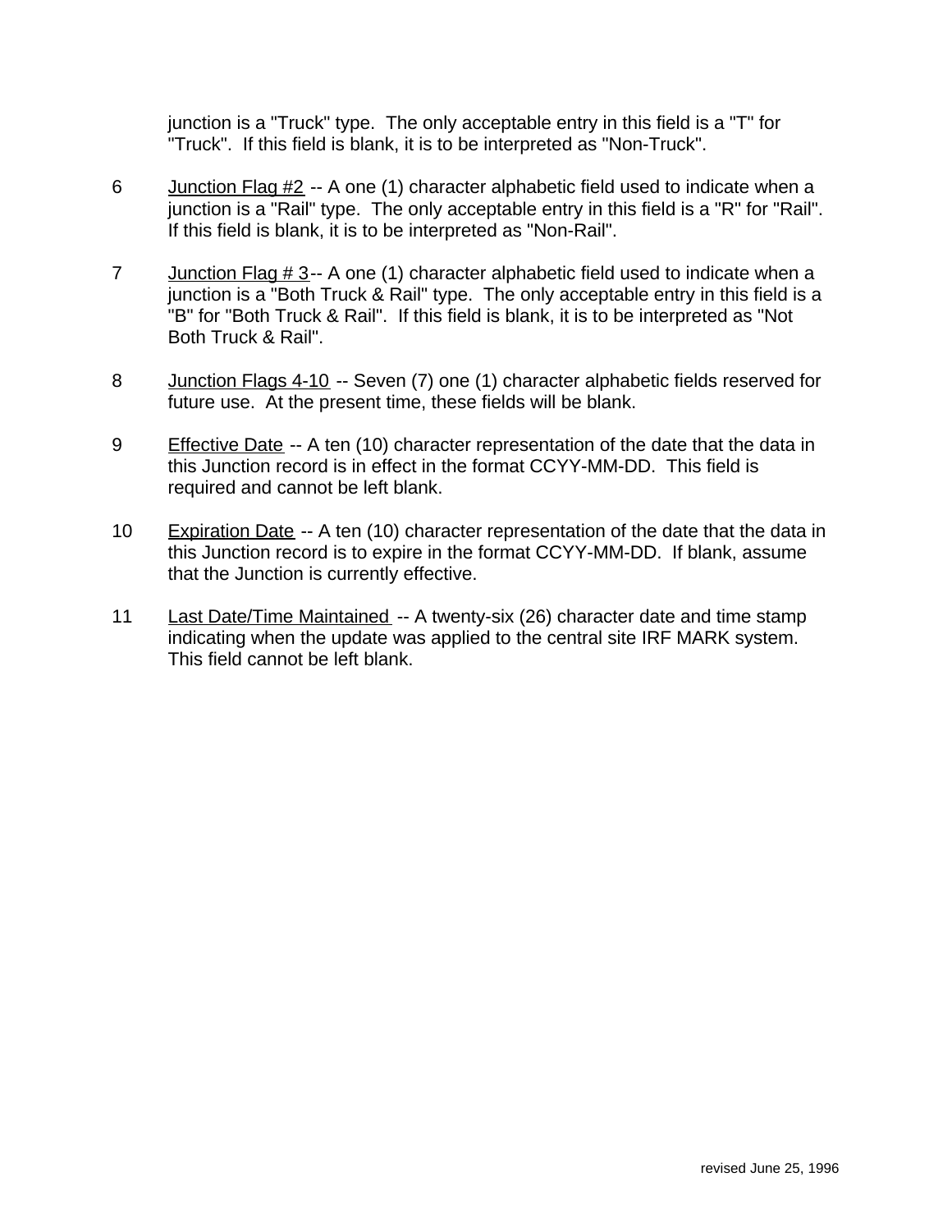junction is a "Truck" type. The only acceptable entry in this field is a "T" for "Truck". If this field is blank, it is to be interpreted as "Non-Truck".

6 Junction Flag #2 -- A one (1) character alphabetic field used to indicate when a junction is a "Rail" type. The only acceptable entry in this field is a "R" for "Rail". If this field is blank, it is to be interpreted as "Non-Rail".

7 Junction Flag # 3-- A one (1) character alphabetic field used to indicate when a junction is a "Both Truck & Rail" type. The only acceptable entry in this field is a "B" for "Both Truck & Rail". If this field is blank, it is to be interpreted as "Not Both Truck & Rail".

8 Junction Flags 4-10 -- Seven (7) one (1) character alphabetic fields reserved for future use. At the present time, these fields will be blank.

9 Effective Date -- A ten (10) character representation of the date that the data in this Junction record is in effect in the format CCYY-MM-DD. This field is required and cannot be left blank.

10 Expiration Date -- A ten (10) character representation of the date that the data in this Junction record is to expire in the format CCYY-MM-DD. If blank, assume that the Junction is currently effective.

11 Last Date/Time Maintained -- A twenty-six (26) character date and time stamp indicating when the update was applied to the central site IRF MARK system. This field cannot be left blank.

revised June 25, 1996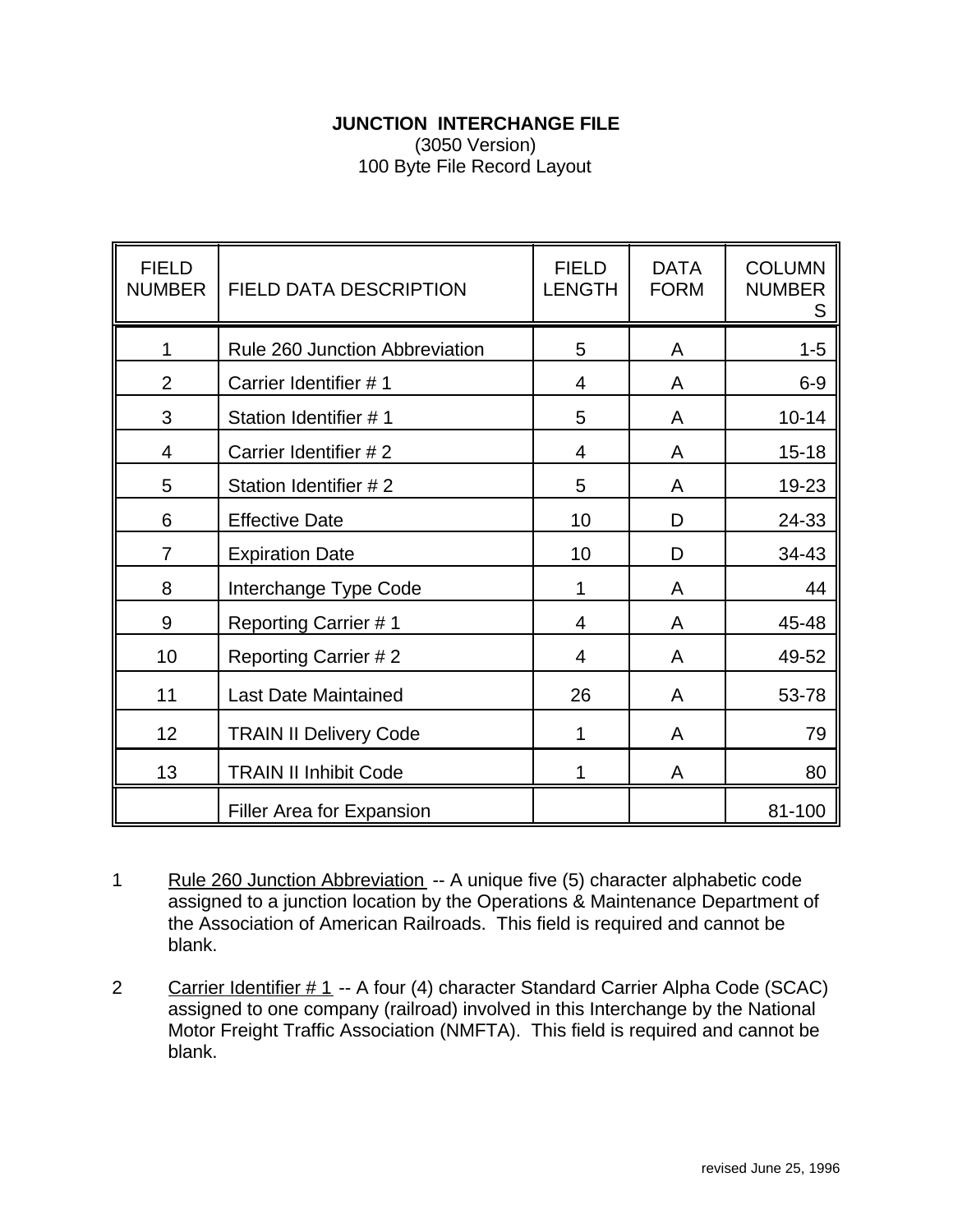**JUNCTION INTERCHANGE FILE**

(3050 Version)

100 Byte File Record Layout

| FIELD NUMBER | FIELD DATA DESCRIPTION | FIELD LENGTH | DATA FORM | COLUMN NUMBERS |
|---|---|---|---|---|
| 1 | Rule 260 Junction Abbreviation | 5 | A | 1-5 |
| 2 | Carrier Identifier # 1 | 4 | A | 6-9 |
| 3 | Station Identifier # 1 | 5 | A | 10-14 |
| 4 | Carrier Identifier # 2 | 4 | A | 15-18 |
| 5 | Station Identifier # 2 | 5 | A | 19-23 |
| 6 | Effective Date | 10 | D | 24-33 |
| 7 | Expiration Date | 10 | D | 34-43 |
| 8 | Interchange Type Code | 1 | A | 44 |
| 9 | Reporting Carrier # 1 | 4 | A | 45-48 |
| 10 | Reporting Carrier # 2 | 4 | A | 49-52 |
| 11 | Last Date Maintained | 26 | A | 53-78 |
| 12 | TRAIN II Delivery Code | 1 | A | 79 |
| 13 | TRAIN II Inhibit Code | 1 | A | 80 |
| | Filler Area for Expansion | | | 81-100 |

1 Rule 260 Junction Abbreviation -- A unique five (5) character alphabetic code assigned to a junction location by the Operations & Maintenance Department of the Association of American Railroads. This field is required and cannot be blank.

2 Carrier Identifier # 1 -- A four (4) character Standard Carrier Alpha Code (SCAC) assigned to one company (railroad) involved in this Interchange by the National Motor Freight Traffic Association (NMFTA). This field is required and cannot be blank.

revised June 25, 1996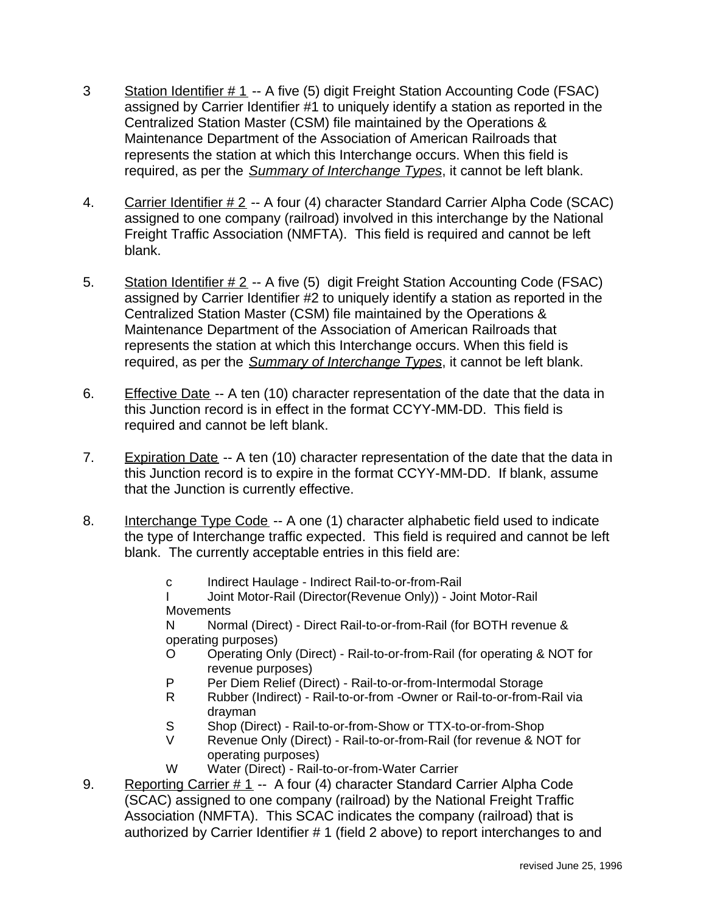3 <u>Station Identifier # 1</u> -- A five (5) digit Freight Station Accounting Code (FSAC) assigned by Carrier Identifier #1 to uniquely identify a station as reported in the Centralized Station Master (CSM) file maintained by the Operations & Maintenance Department of the Association of American Railroads that represents the station at which this Interchange occurs. When this field is required, as per the *<u>Summary of Interchange Types</u>*, it cannot be left blank.

4. <u>Carrier Identifier # 2</u> -- A four (4) character Standard Carrier Alpha Code (SCAC) assigned to one company (railroad) involved in this interchange by the National Freight Traffic Association (NMFTA). This field is required and cannot be left blank.

5. <u>Station Identifier # 2</u> -- A five (5) digit Freight Station Accounting Code (FSAC) assigned by Carrier Identifier #2 to uniquely identify a station as reported in the Centralized Station Master (CSM) file maintained by the Operations & Maintenance Department of the Association of American Railroads that represents the station at which this Interchange occurs. When this field is required, as per the *<u>Summary of Interchange Types</u>*, it cannot be left blank.

6. <u>Effective Date</u> -- A ten (10) character representation of the date that the data in this Junction record is in effect in the format CCYY-MM-DD. This field is required and cannot be left blank.

7. <u>Expiration Date</u> -- A ten (10) character representation of the date that the data in this Junction record is to expire in the format CCYY-MM-DD. If blank, assume that the Junction is currently effective.

8. <u>Interchange Type Code</u> -- A one (1) character alphabetic field used to indicate the type of Interchange traffic expected. This field is required and cannot be left blank. The currently acceptable entries in this field are:

   - c Indirect Haulage - Indirect Rail-to-or-from-Rail
   - I Joint Motor-Rail (Director(Revenue Only)) - Joint Motor-Rail Movements
   - N Normal (Direct) - Direct Rail-to-or-from-Rail (for BOTH revenue & operating purposes)
   - O Operating Only (Direct) - Rail-to-or-from-Rail (for operating & NOT for revenue purposes)
   - P Per Diem Relief (Direct) - Rail-to-or-from-Intermodal Storage
   - R Rubber (Indirect) - Rail-to-or-from -Owner or Rail-to-or-from-Rail via drayman
   - S Shop (Direct) - Rail-to-or-from-Show or TTX-to-or-from-Shop
   - V Revenue Only (Direct) - Rail-to-or-from-Rail (for revenue & NOT for operating purposes)
   - W Water (Direct) - Rail-to-or-from-Water Carrier

9. <u>Reporting Carrier # 1</u> -- A four (4) character Standard Carrier Alpha Code (SCAC) assigned to one company (railroad) by the National Freight Traffic Association (NMFTA). This SCAC indicates the company (railroad) that is authorized by Carrier Identifier # 1 (field 2 above) to report interchanges to and

revised June 25, 1996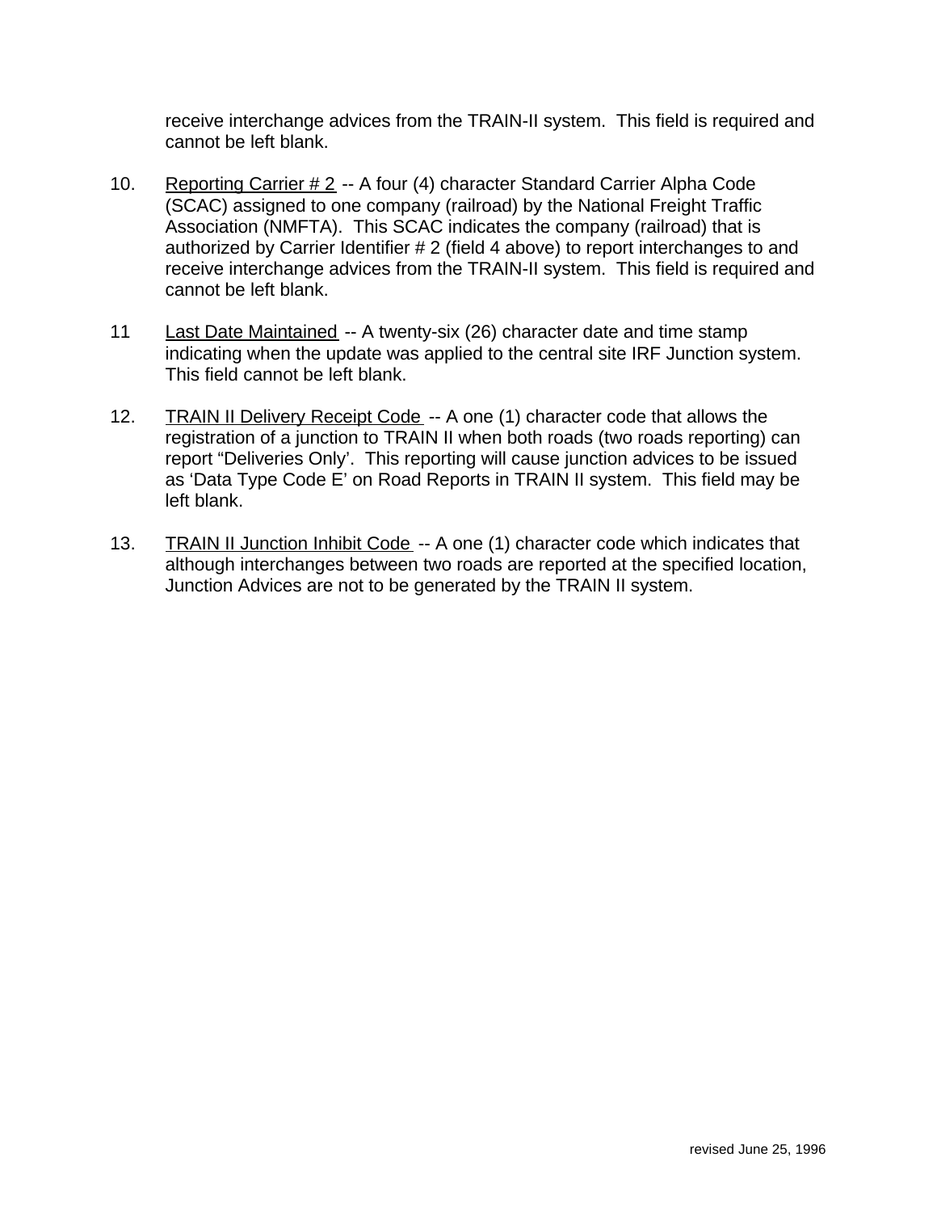receive interchange advices from the TRAIN-II system.  This field is required and cannot be left blank.

10. Reporting Carrier # 2 -- A four (4) character Standard Carrier Alpha Code (SCAC) assigned to one company (railroad) by the National Freight Traffic Association (NMFTA).  This SCAC indicates the company (railroad) that is authorized by Carrier Identifier # 2 (field 4 above) to report interchanges to and receive interchange advices from the TRAIN-II system.  This field is required and cannot be left blank.

11 Last Date Maintained -- A twenty-six (26) character date and time stamp indicating when the update was applied to the central site IRF Junction system.  This field cannot be left blank.

12. TRAIN II Delivery Receipt Code -- A one (1) character code that allows the registration of a junction to TRAIN II when both roads (two roads reporting) can report "Deliveries Only'.  This reporting will cause junction advices to be issued as 'Data Type Code E' on Road Reports in TRAIN II system.  This field may be left blank.

13. TRAIN II Junction Inhibit Code -- A one (1) character code which indicates that although interchanges between two roads are reported at the specified location, Junction Advices are not to be generated by the TRAIN II system.

revised June 25, 1996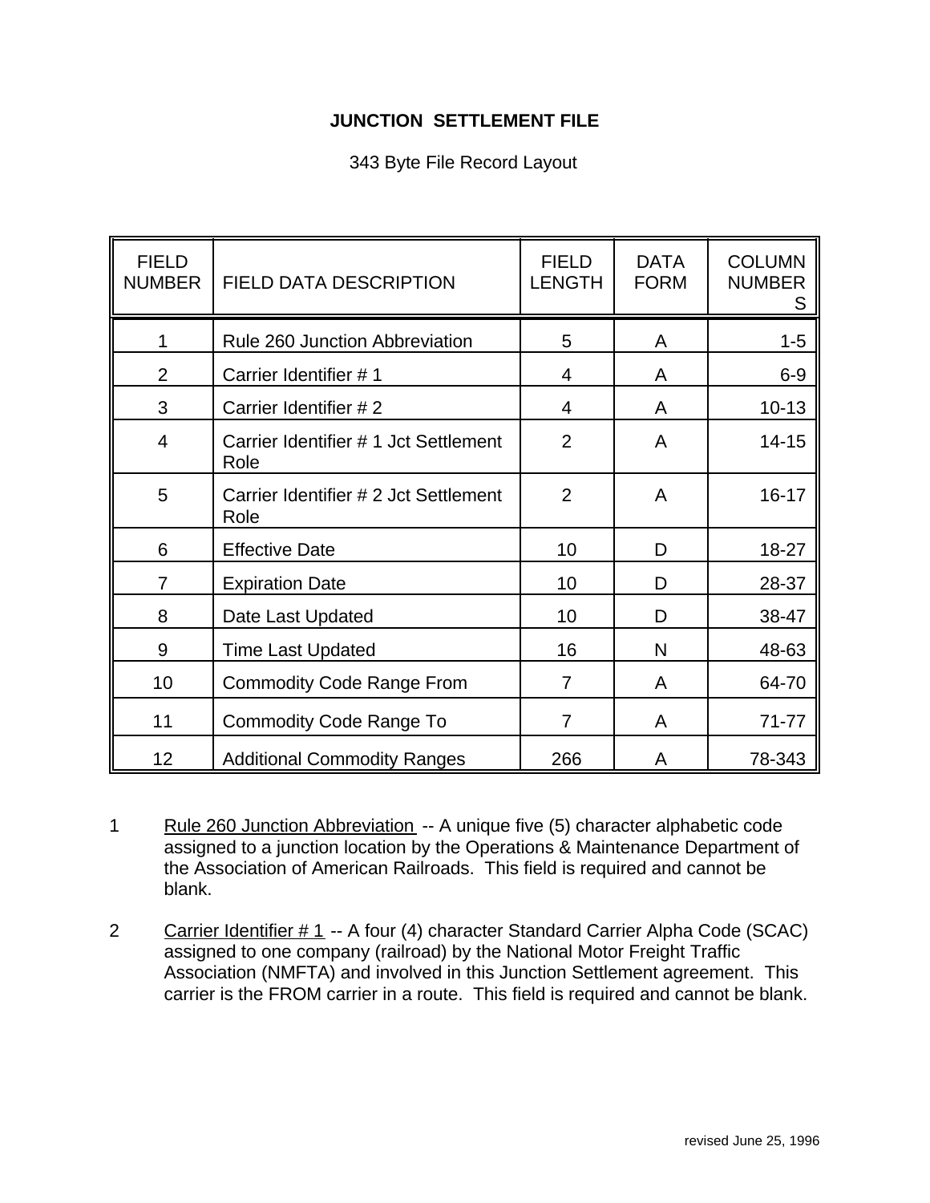# JUNCTION SETTLEMENT FILE

343 Byte File Record Layout

| FIELD NUMBER | FIELD DATA DESCRIPTION | FIELD LENGTH | DATA FORM | COLUMN NUMBERS |
|---|---|---|---|---|
| 1 | Rule 260 Junction Abbreviation | 5 | A | 1-5 |
| 2 | Carrier Identifier # 1 | 4 | A | 6-9 |
| 3 | Carrier Identifier # 2 | 4 | A | 10-13 |
| 4 | Carrier Identifier # 1 Jct Settlement Role | 2 | A | 14-15 |
| 5 | Carrier Identifier # 2 Jct Settlement Role | 2 | A | 16-17 |
| 6 | Effective Date | 10 | D | 18-27 |
| 7 | Expiration Date | 10 | D | 28-37 |
| 8 | Date Last Updated | 10 | D | 38-47 |
| 9 | Time Last Updated | 16 | N | 48-63 |
| 10 | Commodity Code Range From | 7 | A | 64-70 |
| 11 | Commodity Code Range To | 7 | A | 71-77 |
| 12 | Additional Commodity Ranges | 266 | A | 78-343 |

1 Rule 260 Junction Abbreviation -- A unique five (5) character alphabetic code assigned to a junction location by the Operations & Maintenance Department of the Association of American Railroads. This field is required and cannot be blank.

2 Carrier Identifier # 1 -- A four (4) character Standard Carrier Alpha Code (SCAC) assigned to one company (railroad) by the National Motor Freight Traffic Association (NMFTA) and involved in this Junction Settlement agreement. This carrier is the FROM carrier in a route. This field is required and cannot be blank.

revised June 25, 1996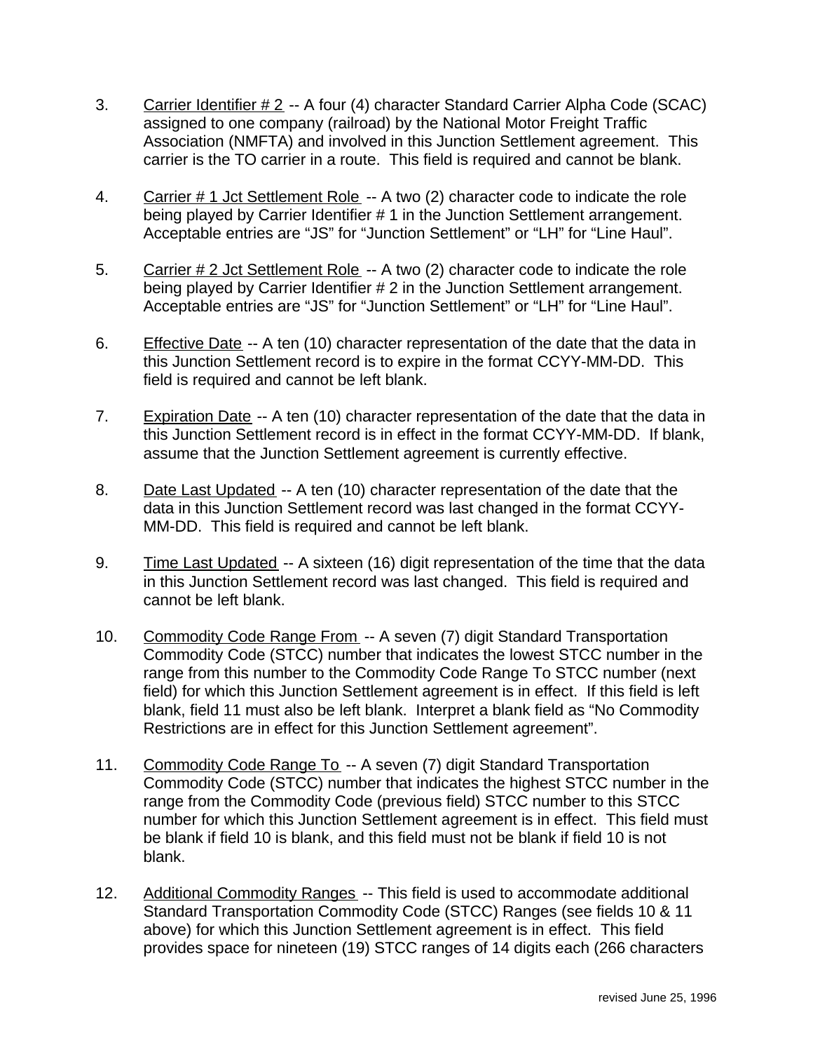3. Carrier Identifier # 2 -- A four (4) character Standard Carrier Alpha Code (SCAC) assigned to one company (railroad) by the National Motor Freight Traffic Association (NMFTA) and involved in this Junction Settlement agreement. This carrier is the TO carrier in a route. This field is required and cannot be blank.

4. Carrier # 1 Jct Settlement Role -- A two (2) character code to indicate the role being played by Carrier Identifier # 1 in the Junction Settlement arrangement. Acceptable entries are "JS" for "Junction Settlement" or "LH" for "Line Haul".

5. Carrier # 2 Jct Settlement Role -- A two (2) character code to indicate the role being played by Carrier Identifier # 2 in the Junction Settlement arrangement. Acceptable entries are "JS" for "Junction Settlement" or "LH" for "Line Haul".

6. Effective Date -- A ten (10) character representation of the date that the data in this Junction Settlement record is to expire in the format CCYY-MM-DD. This field is required and cannot be left blank.

7. Expiration Date -- A ten (10) character representation of the date that the data in this Junction Settlement record is in effect in the format CCYY-MM-DD. If blank, assume that the Junction Settlement agreement is currently effective.

8. Date Last Updated -- A ten (10) character representation of the date that the data in this Junction Settlement record was last changed in the format CCYY-MM-DD. This field is required and cannot be left blank.

9. Time Last Updated -- A sixteen (16) digit representation of the time that the data in this Junction Settlement record was last changed. This field is required and cannot be left blank.

10. Commodity Code Range From -- A seven (7) digit Standard Transportation Commodity Code (STCC) number that indicates the lowest STCC number in the range from this number to the Commodity Code Range To STCC number (next field) for which this Junction Settlement agreement is in effect. If this field is left blank, field 11 must also be left blank. Interpret a blank field as "No Commodity Restrictions are in effect for this Junction Settlement agreement".

11. Commodity Code Range To -- A seven (7) digit Standard Transportation Commodity Code (STCC) number that indicates the highest STCC number in the range from the Commodity Code (previous field) STCC number to this STCC number for which this Junction Settlement agreement is in effect. This field must be blank if field 10 is blank, and this field must not be blank if field 10 is not blank.

12. Additional Commodity Ranges -- This field is used to accommodate additional Standard Transportation Commodity Code (STCC) Ranges (see fields 10 & 11 above) for which this Junction Settlement agreement is in effect. This field provides space for nineteen (19) STCC ranges of 14 digits each (266 characters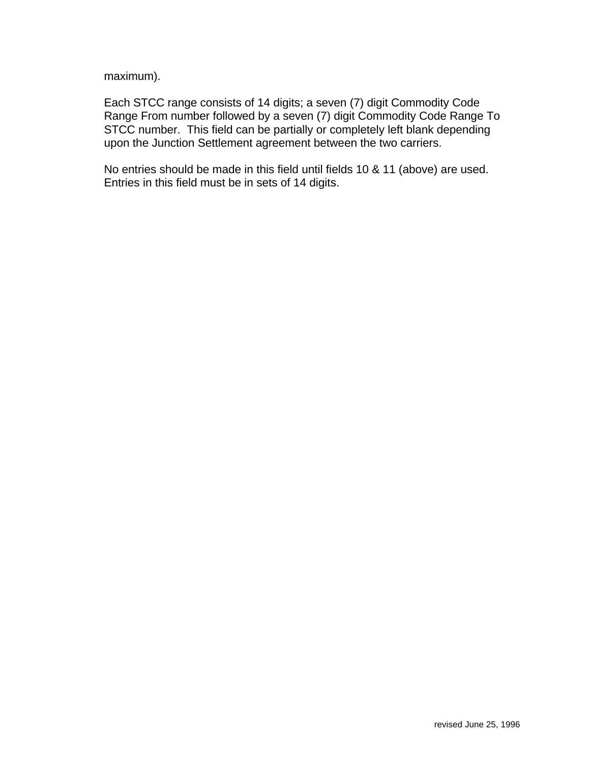maximum).

Each STCC range consists of 14 digits; a seven (7) digit Commodity Code Range From number followed by a seven (7) digit Commodity Code Range To STCC number.  This field can be partially or completely left blank depending upon the Junction Settlement agreement between the two carriers.

No entries should be made in this field until fields 10 & 11 (above) are used. Entries in this field must be in sets of 14 digits.

revised June 25, 1996